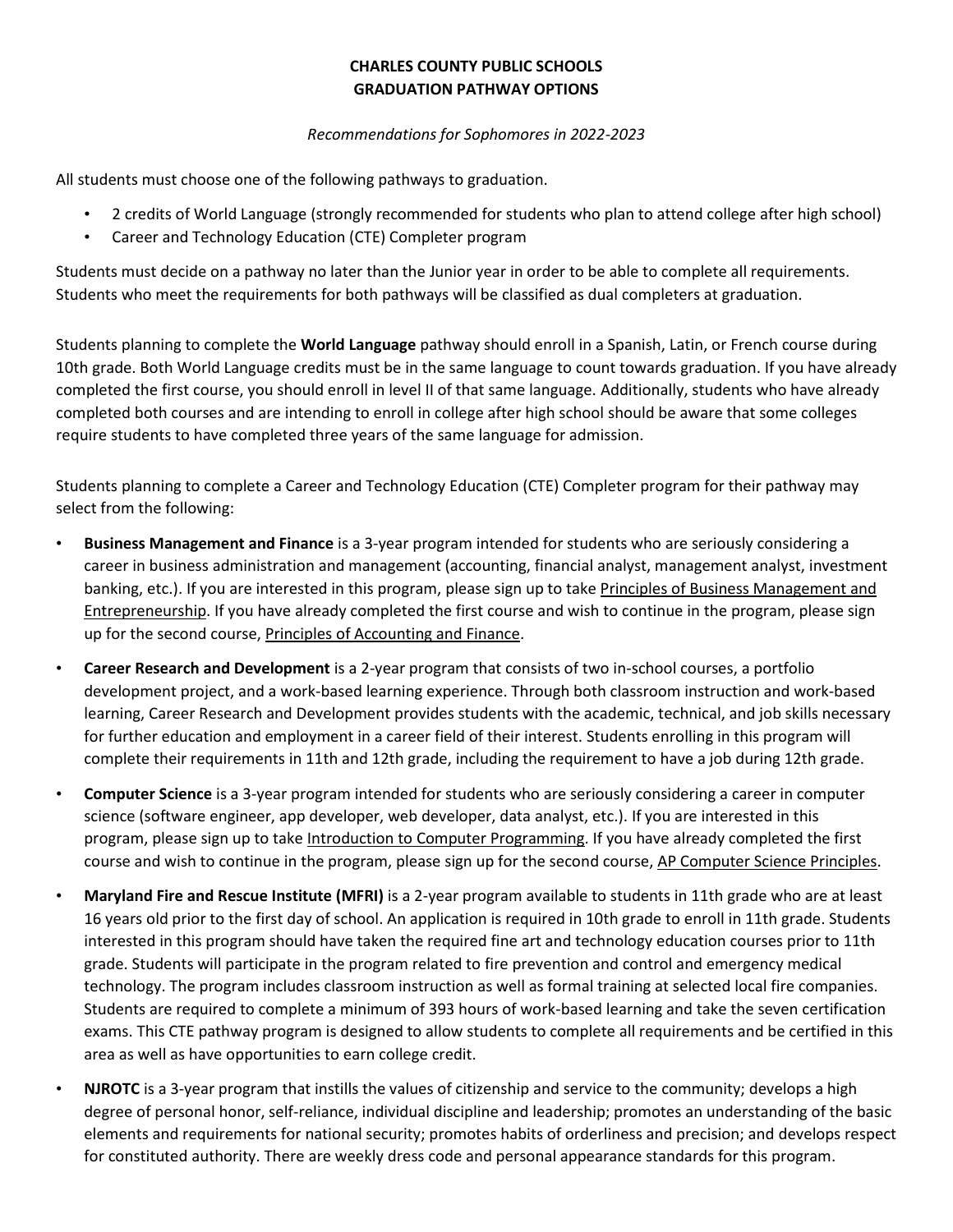# CHARLES COUNTY PUBLIC SCHOOLS
# GRADUATION PATHWAY OPTIONS

*Recommendations for Sophomores in 2022-2023*

All students must choose one of the following pathways to graduation.

- 2 credits of World Language (strongly recommended for students who plan to attend college after high school)
- Career and Technology Education (CTE) Completer program

Students must decide on a pathway no later than the Junior year in order to be able to complete all requirements. Students who meet the requirements for both pathways will be classified as dual completers at graduation.

Students planning to complete the **World Language** pathway should enroll in a Spanish, Latin, or French course during 10th grade. Both World Language credits must be in the same language to count towards graduation. If you have already completed the first course, you should enroll in level II of that same language. Additionally, students who have already completed both courses and are intending to enroll in college after high school should be aware that some colleges require students to have completed three years of the same language for admission.

Students planning to complete a Career and Technology Education (CTE) Completer program for their pathway may select from the following:

- **Business Management and Finance** is a 3-year program intended for students who are seriously considering a career in business administration and management (accounting, financial analyst, management analyst, investment banking, etc.). If you are interested in this program, please sign up to take Principles of Business Management and Entrepreneurship. If you have already completed the first course and wish to continue in the program, please sign up for the second course, Principles of Accounting and Finance.
- **Career Research and Development** is a 2-year program that consists of two in-school courses, a portfolio development project, and a work-based learning experience. Through both classroom instruction and work-based learning, Career Research and Development provides students with the academic, technical, and job skills necessary for further education and employment in a career field of their interest. Students enrolling in this program will complete their requirements in 11th and 12th grade, including the requirement to have a job during 12th grade.
- **Computer Science** is a 3-year program intended for students who are seriously considering a career in computer science (software engineer, app developer, web developer, data analyst, etc.). If you are interested in this program, please sign up to take Introduction to Computer Programming. If you have already completed the first course and wish to continue in the program, please sign up for the second course, AP Computer Science Principles.
- **Maryland Fire and Rescue Institute (MFRI)** is a 2-year program available to students in 11th grade who are at least 16 years old prior to the first day of school. An application is required in 10th grade to enroll in 11th grade. Students interested in this program should have taken the required fine art and technology education courses prior to 11th grade. Students will participate in the program related to fire prevention and control and emergency medical technology. The program includes classroom instruction as well as formal training at selected local fire companies. Students are required to complete a minimum of 393 hours of work-based learning and take the seven certification exams. This CTE pathway program is designed to allow students to complete all requirements and be certified in this area as well as have opportunities to earn college credit.
- **NJROTC** is a 3-year program that instills the values of citizenship and service to the community; develops a high degree of personal honor, self-reliance, individual discipline and leadership; promotes an understanding of the basic elements and requirements for national security; promotes habits of orderliness and precision; and develops respect for constituted authority. There are weekly dress code and personal appearance standards for this program.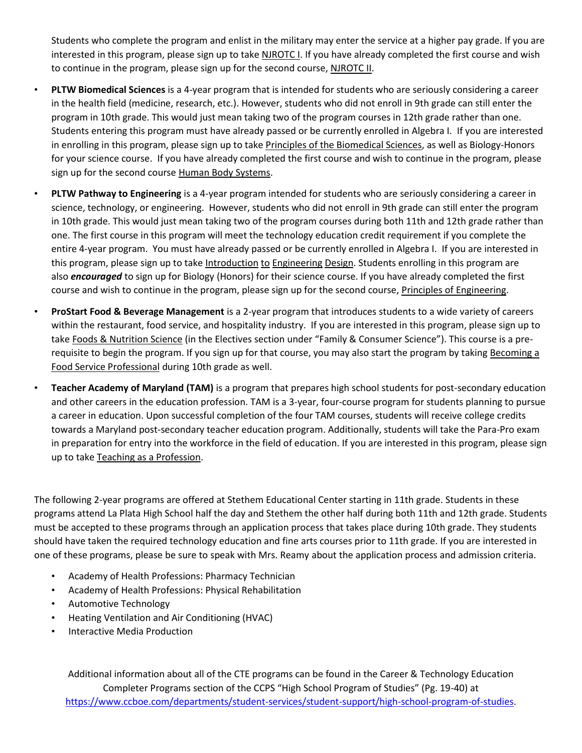Students who complete the program and enlist in the military may enter the service at a higher pay grade. If you are interested in this program, please sign up to take NJROTC I. If you have already completed the first course and wish to continue in the program, please sign up for the second course, NJROTC II.

- **PLTW Biomedical Sciences** is a 4-year program that is intended for students who are seriously considering a career in the health field (medicine, research, etc.). However, students who did not enroll in 9th grade can still enter the program in 10th grade. This would just mean taking two of the program courses in 12th grade rather than one. Students entering this program must have already passed or be currently enrolled in Algebra I. If you are interested in enrolling in this program, please sign up to take Principles of the Biomedical Sciences, as well as Biology-Honors for your science course. If you have already completed the first course and wish to continue in the program, please sign up for the second course Human Body Systems.
- **PLTW Pathway to Engineering** is a 4-year program intended for students who are seriously considering a career in science, technology, or engineering. However, students who did not enroll in 9th grade can still enter the program in 10th grade. This would just mean taking two of the program courses during both 11th and 12th grade rather than one. The first course in this program will meet the technology education credit requirement if you complete the entire 4-year program. You must have already passed or be currently enrolled in Algebra I. If you are interested in this program, please sign up to take Introduction to Engineering Design. Students enrolling in this program are also ***encouraged*** to sign up for Biology (Honors) for their science course. If you have already completed the first course and wish to continue in the program, please sign up for the second course, Principles of Engineering.
- **ProStart Food & Beverage Management** is a 2-year program that introduces students to a wide variety of careers within the restaurant, food service, and hospitality industry. If you are interested in this program, please sign up to take Foods & Nutrition Science (in the Electives section under "Family & Consumer Science"). This course is a pre-requisite to begin the program. If you sign up for that course, you may also start the program by taking Becoming a Food Service Professional during 10th grade as well.
- **Teacher Academy of Maryland (TAM)** is a program that prepares high school students for post-secondary education and other careers in the education profession. TAM is a 3-year, four-course program for students planning to pursue a career in education. Upon successful completion of the four TAM courses, students will receive college credits towards a Maryland post-secondary teacher education program. Additionally, students will take the Para-Pro exam in preparation for entry into the workforce in the field of education. If you are interested in this program, please sign up to take Teaching as a Profession.

The following 2-year programs are offered at Stethem Educational Center starting in 11th grade. Students in these programs attend La Plata High School half the day and Stethem the other half during both 11th and 12th grade. Students must be accepted to these programs through an application process that takes place during 10th grade. They students should have taken the required technology education and fine arts courses prior to 11th grade. If you are interested in one of these programs, please be sure to speak with Mrs. Reamy about the application process and admission criteria.

- Academy of Health Professions: Pharmacy Technician
- Academy of Health Professions: Physical Rehabilitation
- Automotive Technology
- Heating Ventilation and Air Conditioning (HVAC)
- Interactive Media Production

Additional information about all of the CTE programs can be found in the Career & Technology Education Completer Programs section of the CCPS "High School Program of Studies" (Pg. 19-40) at https://www.ccboe.com/departments/student-services/student-support/high-school-program-of-studies.